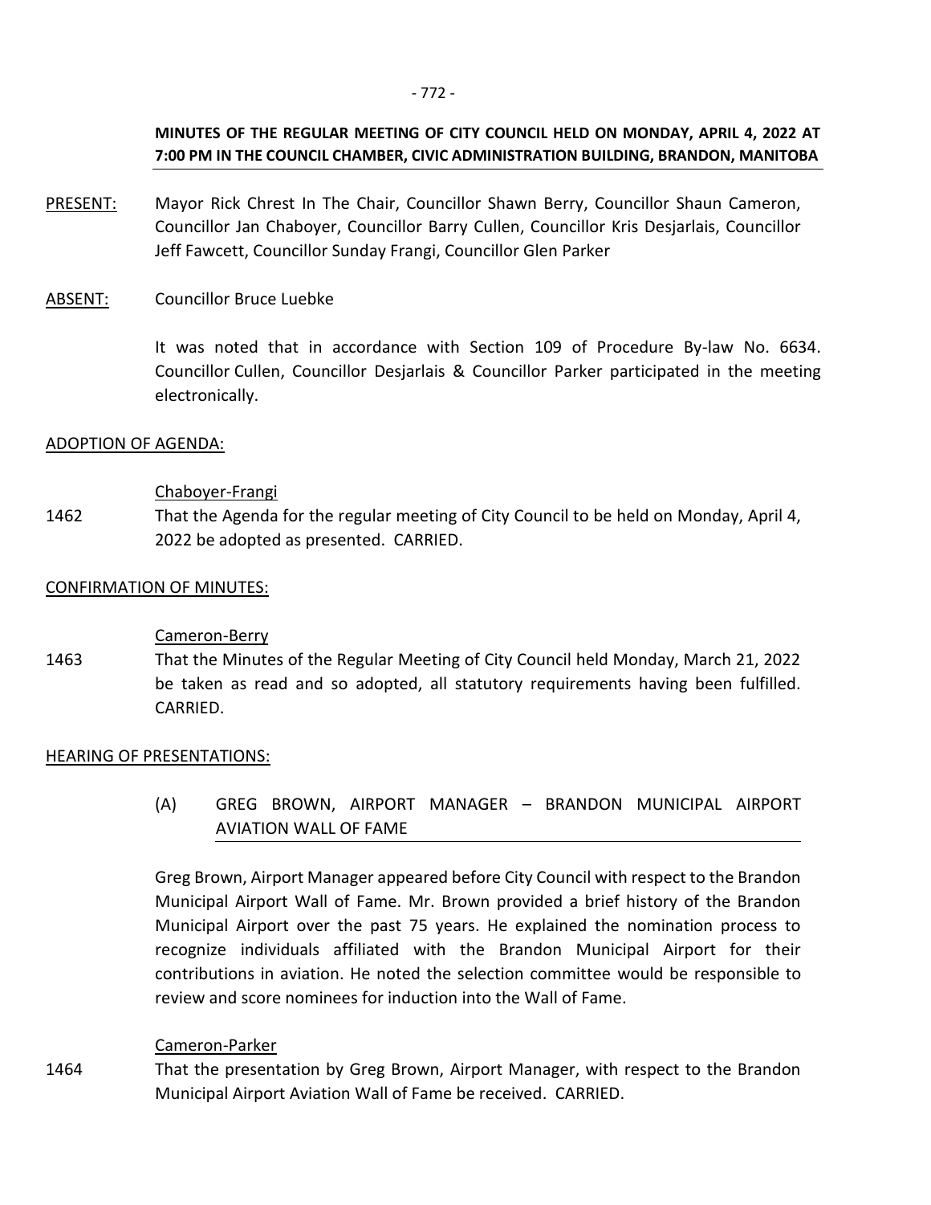**MINUTES OF THE REGULAR MEETING OF CITY COUNCIL HELD ON MONDAY, APRIL 4, 2022 AT 7:00 PM IN THE COUNCIL CHAMBER, CIVIC ADMINISTRATION BUILDING, BRANDON, MANITOBA**

PRESENT: Mayor Rick Chrest In The Chair, Councillor Shawn Berry, Councillor Shaun Cameron, Councillor Jan Chaboyer, Councillor Barry Cullen, Councillor Kris Desjarlais, Councillor Jeff Fawcett, Councillor Sunday Frangi, Councillor Glen Parker

ABSENT: Councillor Bruce Luebke

It was noted that in accordance with Section 109 of Procedure By-law No. 6634. Councillor Cullen, Councillor Desjarlais & Councillor Parker participated in the meeting electronically.

## ADOPTION OF AGENDA:

Chaboyer-Frangi

1462 That the Agenda for the regular meeting of City Council to be held on Monday, April 4, 2022 be adopted as presented. CARRIED.

## CONFIRMATION OF MINUTES:

Cameron-Berry

1463 That the Minutes of the Regular Meeting of City Council held Monday, March 21, 2022 be taken as read and so adopted, all statutory requirements having been fulfilled. CARRIED.

## HEARING OF PRESENTATIONS:

### (A) GREG BROWN, AIRPORT MANAGER – BRANDON MUNICIPAL AIRPORT AVIATION WALL OF FAME

Greg Brown, Airport Manager appeared before City Council with respect to the Brandon Municipal Airport Wall of Fame. Mr. Brown provided a brief history of the Brandon Municipal Airport over the past 75 years. He explained the nomination process to recognize individuals affiliated with the Brandon Municipal Airport for their contributions in aviation. He noted the selection committee would be responsible to review and score nominees for induction into the Wall of Fame.

Cameron-Parker

1464 That the presentation by Greg Brown, Airport Manager, with respect to the Brandon Municipal Airport Aviation Wall of Fame be received. CARRIED.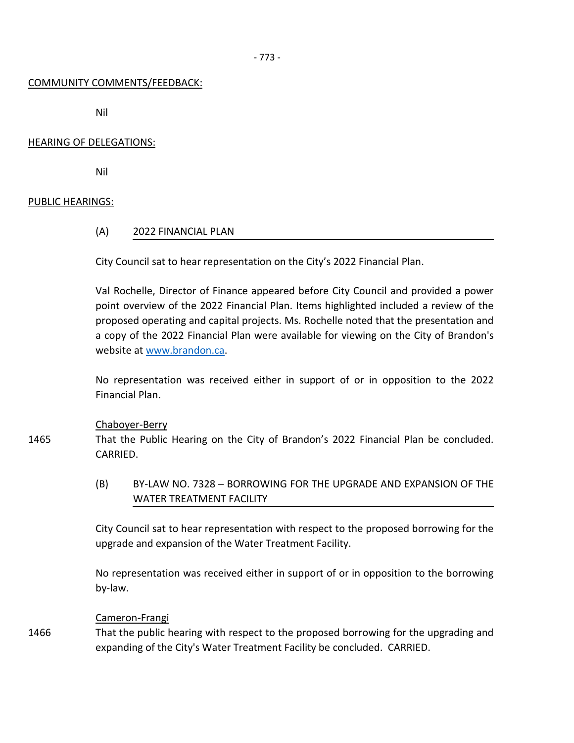COMMUNITY COMMENTS/FEEDBACK:

Nil

HEARING OF DELEGATIONS:

Nil

PUBLIC HEARINGS:

(A) 2022 FINANCIAL PLAN

City Council sat to hear representation on the City's 2022 Financial Plan.

Val Rochelle, Director of Finance appeared before City Council and provided a power point overview of the 2022 Financial Plan. Items highlighted included a review of the proposed operating and capital projects. Ms. Rochelle noted that the presentation and a copy of the 2022 Financial Plan were available for viewing on the City of Brandon's website at www.brandon.ca.

No representation was received either in support of or in opposition to the 2022 Financial Plan.

Chaboyer-Berry

1465 That the Public Hearing on the City of Brandon's 2022 Financial Plan be concluded. CARRIED.

(B) BY-LAW NO. 7328 – BORROWING FOR THE UPGRADE AND EXPANSION OF THE WATER TREATMENT FACILITY

City Council sat to hear representation with respect to the proposed borrowing for the upgrade and expansion of the Water Treatment Facility.

No representation was received either in support of or in opposition to the borrowing by-law.

Cameron-Frangi

1466 That the public hearing with respect to the proposed borrowing for the upgrading and expanding of the City's Water Treatment Facility be concluded. CARRIED.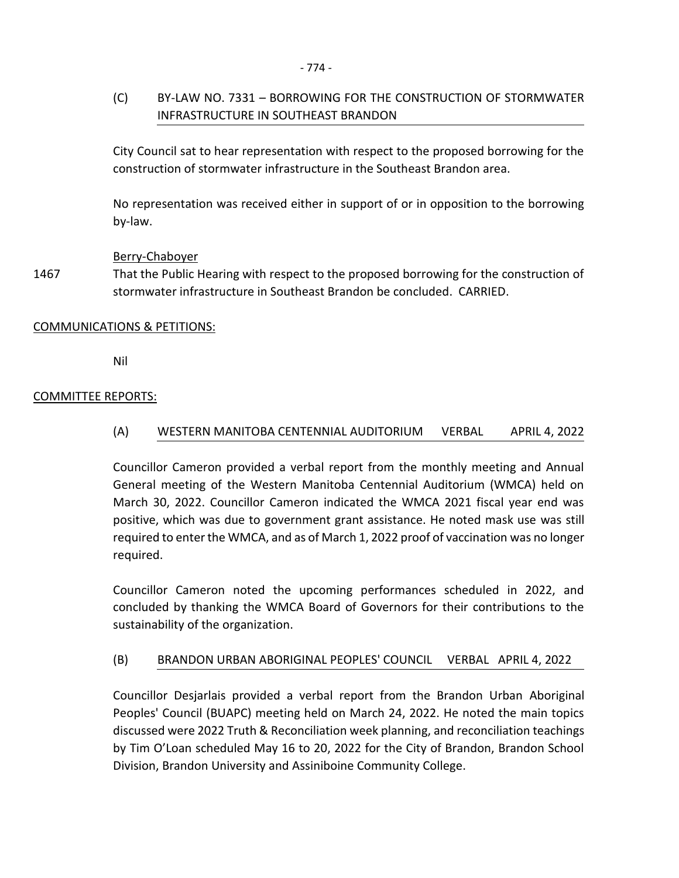(C) BY-LAW NO. 7331 – BORROWING FOR THE CONSTRUCTION OF STORMWATER INFRASTRUCTURE IN SOUTHEAST BRANDON

City Council sat to hear representation with respect to the proposed borrowing for the construction of stormwater infrastructure in the Southeast Brandon area.

No representation was received either in support of or in opposition to the borrowing by-law.

Berry-Chaboyer

1467 That the Public Hearing with respect to the proposed borrowing for the construction of stormwater infrastructure in Southeast Brandon be concluded. CARRIED.

## COMMUNICATIONS & PETITIONS:

Nil

## COMMITTEE REPORTS:

(A) WESTERN MANITOBA CENTENNIAL AUDITORIUM VERBAL APRIL 4, 2022

Councillor Cameron provided a verbal report from the monthly meeting and Annual General meeting of the Western Manitoba Centennial Auditorium (WMCA) held on March 30, 2022. Councillor Cameron indicated the WMCA 2021 fiscal year end was positive, which was due to government grant assistance. He noted mask use was still required to enter the WMCA, and as of March 1, 2022 proof of vaccination was no longer required.

Councillor Cameron noted the upcoming performances scheduled in 2022, and concluded by thanking the WMCA Board of Governors for their contributions to the sustainability of the organization.

(B) BRANDON URBAN ABORIGINAL PEOPLES' COUNCIL VERBAL APRIL 4, 2022

Councillor Desjarlais provided a verbal report from the Brandon Urban Aboriginal Peoples' Council (BUAPC) meeting held on March 24, 2022. He noted the main topics discussed were 2022 Truth & Reconciliation week planning, and reconciliation teachings by Tim O'Loan scheduled May 16 to 20, 2022 for the City of Brandon, Brandon School Division, Brandon University and Assiniboine Community College.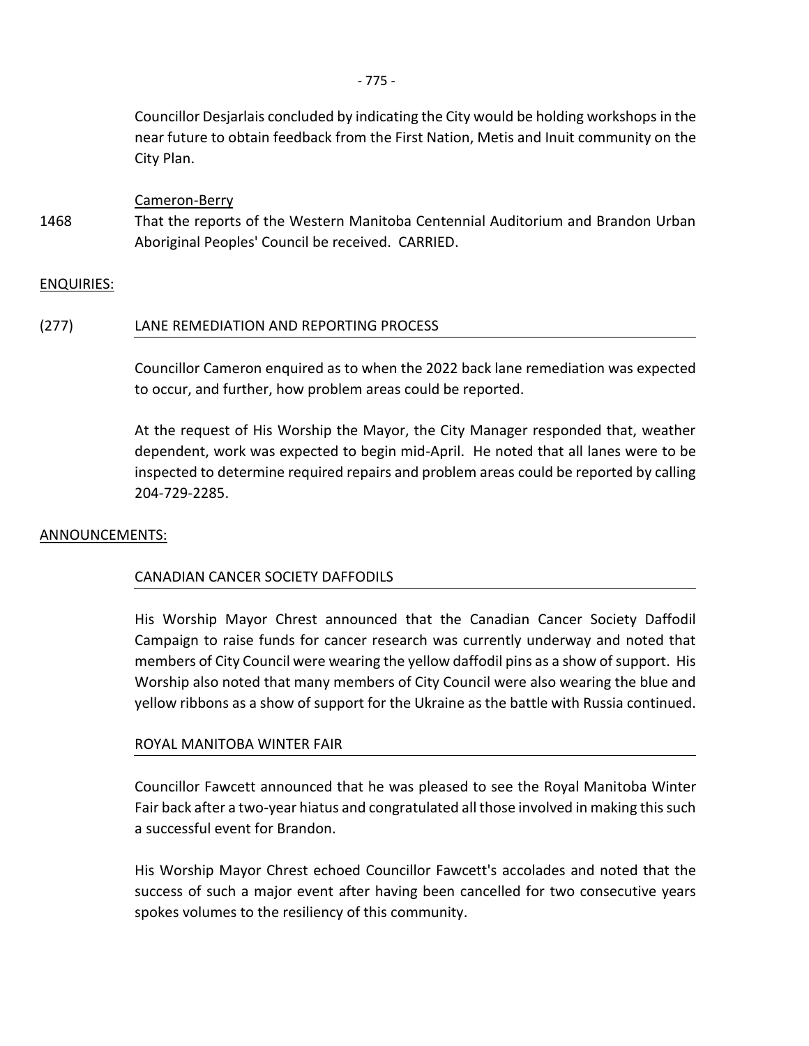Councillor Desjarlais concluded by indicating the City would be holding workshops in the near future to obtain feedback from the First Nation, Metis and Inuit community on the City Plan.

Cameron-Berry

1468 That the reports of the Western Manitoba Centennial Auditorium and Brandon Urban Aboriginal Peoples' Council be received. CARRIED.

ENQUIRIES:

(277) LANE REMEDIATION AND REPORTING PROCESS

Councillor Cameron enquired as to when the 2022 back lane remediation was expected to occur, and further, how problem areas could be reported.

At the request of His Worship the Mayor, the City Manager responded that, weather dependent, work was expected to begin mid-April. He noted that all lanes were to be inspected to determine required repairs and problem areas could be reported by calling 204-729-2285.

ANNOUNCEMENTS:

CANADIAN CANCER SOCIETY DAFFODILS

His Worship Mayor Chrest announced that the Canadian Cancer Society Daffodil Campaign to raise funds for cancer research was currently underway and noted that members of City Council were wearing the yellow daffodil pins as a show of support. His Worship also noted that many members of City Council were also wearing the blue and yellow ribbons as a show of support for the Ukraine as the battle with Russia continued.

ROYAL MANITOBA WINTER FAIR

Councillor Fawcett announced that he was pleased to see the Royal Manitoba Winter Fair back after a two-year hiatus and congratulated all those involved in making this such a successful event for Brandon.

His Worship Mayor Chrest echoed Councillor Fawcett's accolades and noted that the success of such a major event after having been cancelled for two consecutive years spokes volumes to the resiliency of this community.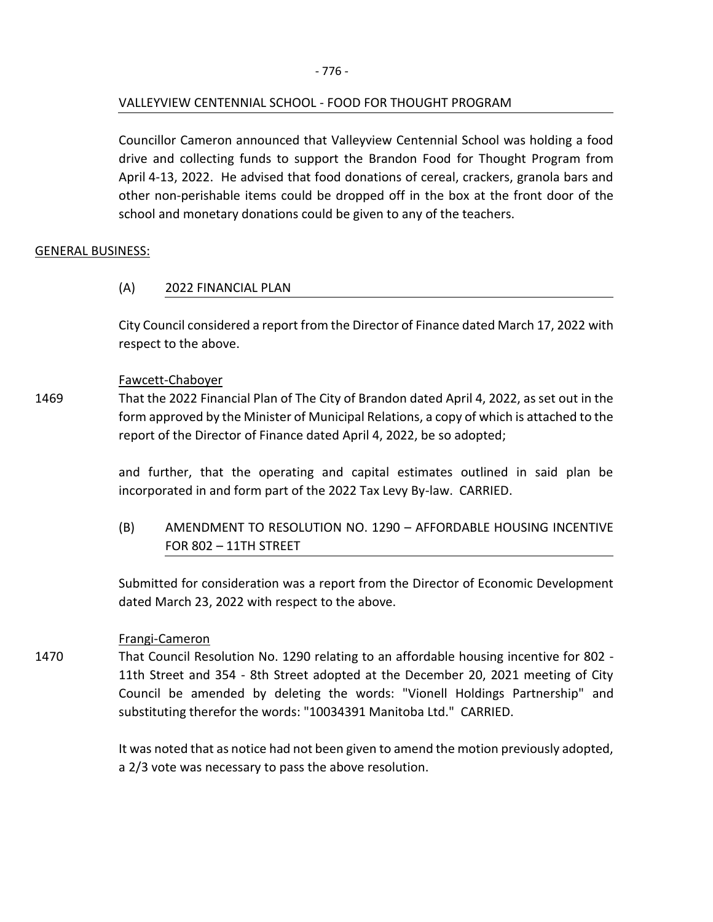VALLEYVIEW CENTENNIAL SCHOOL - FOOD FOR THOUGHT PROGRAM

Councillor Cameron announced that Valleyview Centennial School was holding a food drive and collecting funds to support the Brandon Food for Thought Program from April 4-13, 2022. He advised that food donations of cereal, crackers, granola bars and other non-perishable items could be dropped off in the box at the front door of the school and monetary donations could be given to any of the teachers.

GENERAL BUSINESS:

(A) 2022 FINANCIAL PLAN

City Council considered a report from the Director of Finance dated March 17, 2022 with respect to the above.

Fawcett-Chaboyer

1469 That the 2022 Financial Plan of The City of Brandon dated April 4, 2022, as set out in the form approved by the Minister of Municipal Relations, a copy of which is attached to the report of the Director of Finance dated April 4, 2022, be so adopted;

and further, that the operating and capital estimates outlined in said plan be incorporated in and form part of the 2022 Tax Levy By-law. CARRIED.

(B) AMENDMENT TO RESOLUTION NO. 1290 – AFFORDABLE HOUSING INCENTIVE FOR 802 – 11TH STREET

Submitted for consideration was a report from the Director of Economic Development dated March 23, 2022 with respect to the above.

Frangi-Cameron

1470 That Council Resolution No. 1290 relating to an affordable housing incentive for 802 - 11th Street and 354 - 8th Street adopted at the December 20, 2021 meeting of City Council be amended by deleting the words: "Vionell Holdings Partnership" and substituting therefor the words: "10034391 Manitoba Ltd." CARRIED.

It was noted that as notice had not been given to amend the motion previously adopted, a 2/3 vote was necessary to pass the above resolution.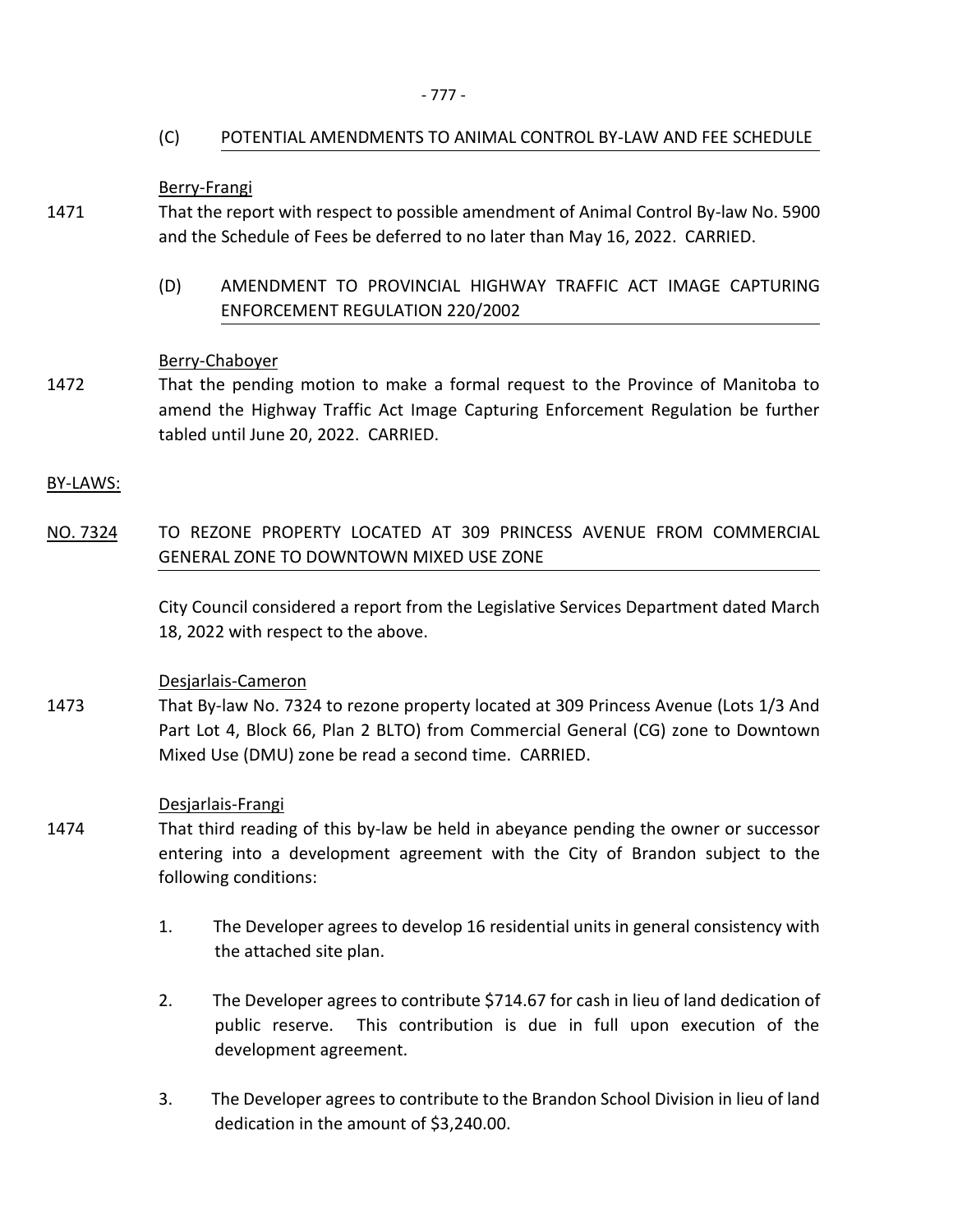(C) POTENTIAL AMENDMENTS TO ANIMAL CONTROL BY-LAW AND FEE SCHEDULE

Berry-Frangi

1471 That the report with respect to possible amendment of Animal Control By-law No. 5900 and the Schedule of Fees be deferred to no later than May 16, 2022. CARRIED.

(D) AMENDMENT TO PROVINCIAL HIGHWAY TRAFFIC ACT IMAGE CAPTURING ENFORCEMENT REGULATION 220/2002

Berry-Chaboyer

1472 That the pending motion to make a formal request to the Province of Manitoba to amend the Highway Traffic Act Image Capturing Enforcement Regulation be further tabled until June 20, 2022. CARRIED.

BY-LAWS:

NO. 7324 TO REZONE PROPERTY LOCATED AT 309 PRINCESS AVENUE FROM COMMERCIAL GENERAL ZONE TO DOWNTOWN MIXED USE ZONE

City Council considered a report from the Legislative Services Department dated March 18, 2022 with respect to the above.

Desjarlais-Cameron

1473 That By-law No. 7324 to rezone property located at 309 Princess Avenue (Lots 1/3 And Part Lot 4, Block 66, Plan 2 BLTO) from Commercial General (CG) zone to Downtown Mixed Use (DMU) zone be read a second time. CARRIED.

Desjarlais-Frangi

1474 That third reading of this by-law be held in abeyance pending the owner or successor entering into a development agreement with the City of Brandon subject to the following conditions:

1. The Developer agrees to develop 16 residential units in general consistency with the attached site plan.

2. The Developer agrees to contribute $714.67 for cash in lieu of land dedication of public reserve. This contribution is due in full upon execution of the development agreement.

3. The Developer agrees to contribute to the Brandon School Division in lieu of land dedication in the amount of $3,240.00.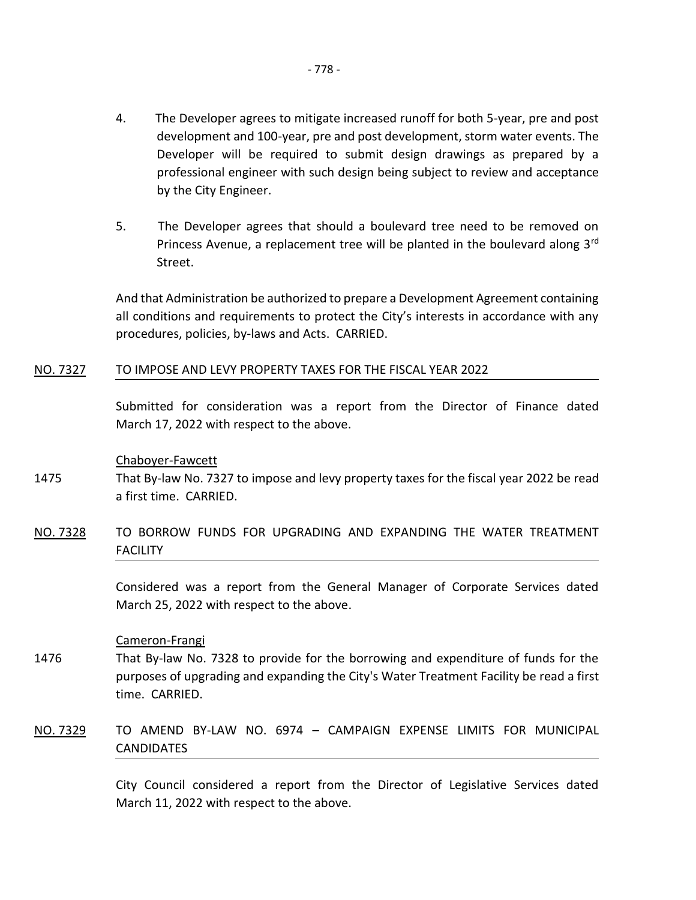4. The Developer agrees to mitigate increased runoff for both 5-year, pre and post development and 100-year, pre and post development, storm water events. The Developer will be required to submit design drawings as prepared by a professional engineer with such design being subject to review and acceptance by the City Engineer.

5. The Developer agrees that should a boulevard tree need to be removed on Princess Avenue, a replacement tree will be planted in the boulevard along 3rd Street.

And that Administration be authorized to prepare a Development Agreement containing all conditions and requirements to protect the City's interests in accordance with any procedures, policies, by-laws and Acts. CARRIED.

### NO. 7327 TO IMPOSE AND LEVY PROPERTY TAXES FOR THE FISCAL YEAR 2022

Submitted for consideration was a report from the Director of Finance dated March 17, 2022 with respect to the above.

Chaboyer-Fawcett

1475 That By-law No. 7327 to impose and levy property taxes for the fiscal year 2022 be read a first time. CARRIED.

### NO. 7328 TO BORROW FUNDS FOR UPGRADING AND EXPANDING THE WATER TREATMENT FACILITY

Considered was a report from the General Manager of Corporate Services dated March 25, 2022 with respect to the above.

Cameron-Frangi

1476 That By-law No. 7328 to provide for the borrowing and expenditure of funds for the purposes of upgrading and expanding the City's Water Treatment Facility be read a first time. CARRIED.

### NO. 7329 TO AMEND BY-LAW NO. 6974 – CAMPAIGN EXPENSE LIMITS FOR MUNICIPAL CANDIDATES

City Council considered a report from the Director of Legislative Services dated March 11, 2022 with respect to the above.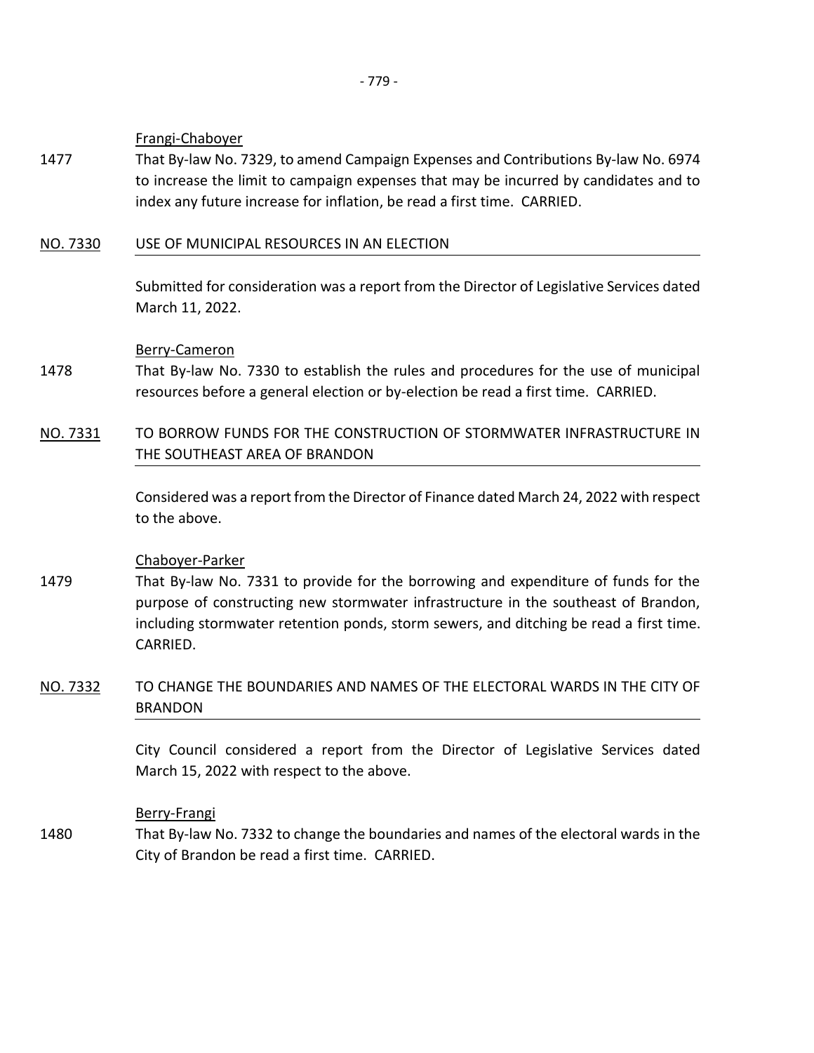<u>Frangi-Chaboyer</u>

1477 That By-law No. 7329, to amend Campaign Expenses and Contributions By-law No. 6974 to increase the limit to campaign expenses that may be incurred by candidates and to index any future increase for inflation, be read a first time. CARRIED.

## <u>NO. 7330</u> USE OF MUNICIPAL RESOURCES IN AN ELECTION

Submitted for consideration was a report from the Director of Legislative Services dated March 11, 2022.

<u>Berry-Cameron</u>

1478 That By-law No. 7330 to establish the rules and procedures for the use of municipal resources before a general election or by-election be read a first time. CARRIED.

## <u>NO. 7331</u> TO BORROW FUNDS FOR THE CONSTRUCTION OF STORMWATER INFRASTRUCTURE IN THE SOUTHEAST AREA OF BRANDON

Considered was a report from the Director of Finance dated March 24, 2022 with respect to the above.

<u>Chaboyer-Parker</u>

1479 That By-law No. 7331 to provide for the borrowing and expenditure of funds for the purpose of constructing new stormwater infrastructure in the southeast of Brandon, including stormwater retention ponds, storm sewers, and ditching be read a first time. CARRIED.

## <u>NO. 7332</u> TO CHANGE THE BOUNDARIES AND NAMES OF THE ELECTORAL WARDS IN THE CITY OF BRANDON

City Council considered a report from the Director of Legislative Services dated March 15, 2022 with respect to the above.

<u>Berry-Frangi</u>

1480 That By-law No. 7332 to change the boundaries and names of the electoral wards in the City of Brandon be read a first time. CARRIED.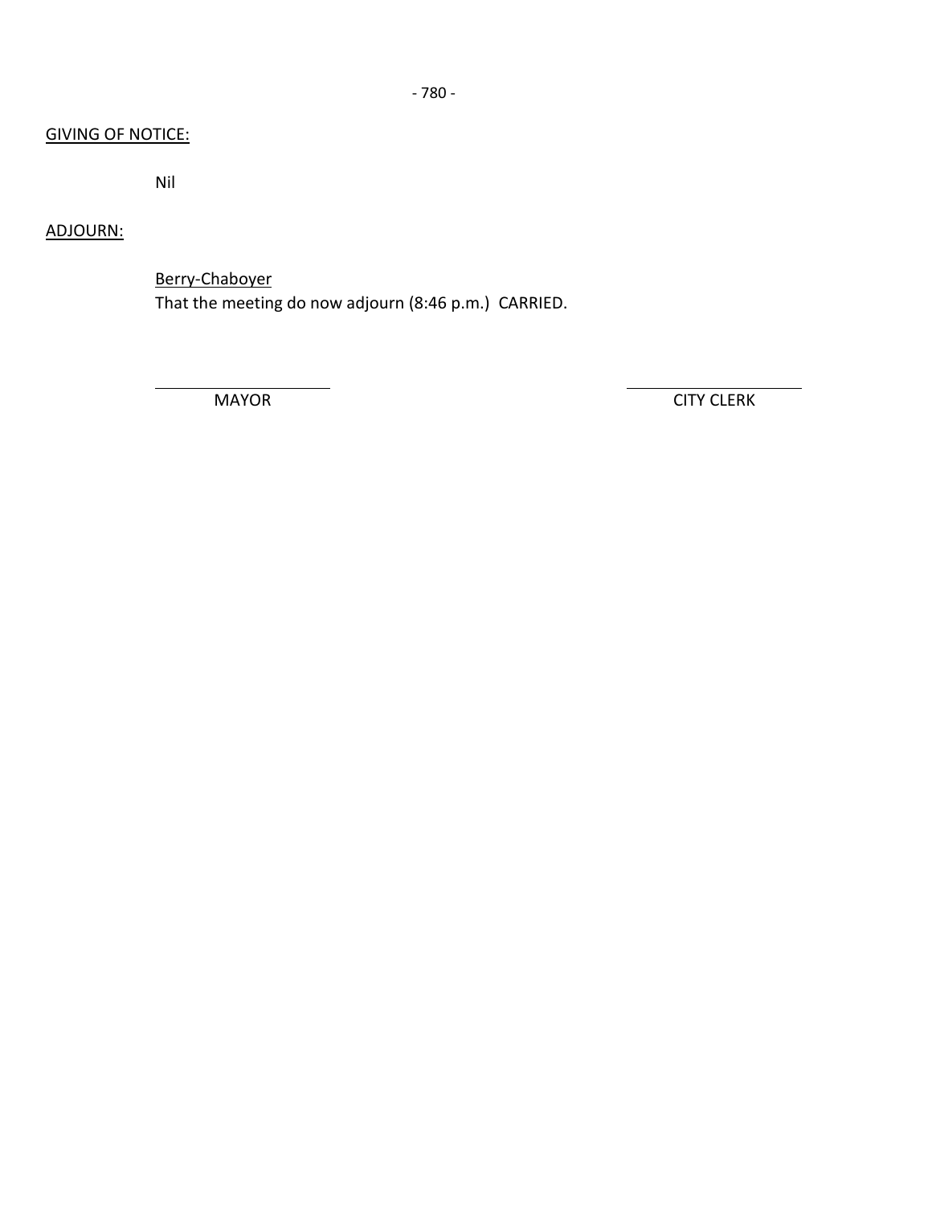GIVING OF NOTICE:

Nil

ADJOURN:

Berry-Chaboyer
That the meeting do now adjourn (8:46 p.m.) CARRIED.

MAYOR

CITY CLERK